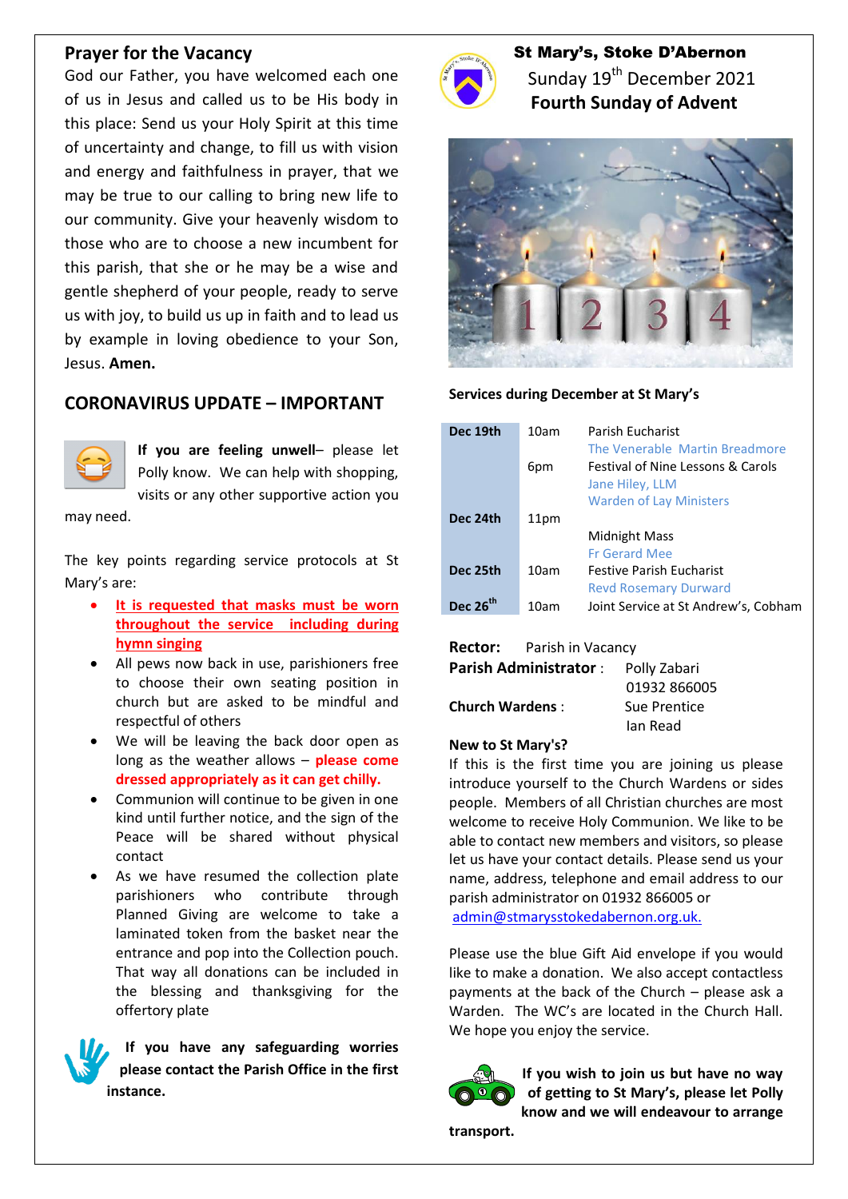## Prayer for the Vacancy

God our Father, you have welcomed each one of us in Jesus and called us to be His body in this place: Send us your Holy Spirit at this time of uncertainty and change, to fill us with vision and energy and faithfulness in prayer, that we may be true to our calling to bring new life to our community. Give your heavenly wisdom to those who are to choose a new incumbent for this parish, that she or he may be a wise and gentle shepherd of your people, ready to serve us with joy, to build us up in faith and to lead us by example in loving obedience to your Son, Jesus. **Amen.**

## CORONAVIRUS UPDATE – IMPORTANT

**If you are feeling unwell**– please let Polly know. We can help with shopping, visits or any other supportive action you may need.

The key points regarding service protocols at St Mary's are:

- **It is requested that masks must be worn throughout the service including during hymn singing**
- All pews now back in use, parishioners free to choose their own seating position in church but are asked to be mindful and respectful of others
- We will be leaving the back door open as long as the weather allows – **please come dressed appropriately as it can get chilly.**
- Communion will continue to be given in one kind until further notice, and the sign of the Peace will be shared without physical contact
- As we have resumed the collection plate parishioners who contribute through Planned Giving are welcome to take a laminated token from the basket near the entrance and pop into the Collection pouch. That way all donations can be included in the blessing and thanksgiving for the offertory plate

**If you have any safeguarding worries please contact the Parish Office in the first instance.**

# St Mary's, Stoke D'Abernon

Sunday 19th December 2021

**Fourth Sunday of Advent**

**Services during December at St Mary's**

| Date | Time | Service |
|---|---|---|
| **Dec 19th** | 10am | Parish Eucharist<br>The Venerable Martin Breadmore |
| | 6pm | Festival of Nine Lessons & Carols<br>Jane Hiley, LLM<br>Warden of Lay Ministers |
| **Dec 24th** | 11pm | Midnight Mass<br>Fr Gerard Mee |
| **Dec 25th** | 10am | Festive Parish Eucharist<br>Revd Rosemary Durward |
| **Dec 26th** | 10am | Joint Service at St Andrew's, Cobham |

**Rector:** Parish in Vacancy

**Parish Administrator** : Polly Zabari, 01932 866005

**Church Wardens** : Sue Prentice, Ian Read

**New to St Mary's?**

If this is the first time you are joining us please introduce yourself to the Church Wardens or sides people. Members of all Christian churches are most welcome to receive Holy Communion. We like to be able to contact new members and visitors, so please let us have your contact details. Please send us your name, address, telephone and email address to our parish administrator on 01932 866005 or admin@stmarysstokedabernon.org.uk.

Please use the blue Gift Aid envelope if you would like to make a donation. We also accept contactless payments at the back of the Church – please ask a Warden. The WC's are located in the Church Hall. We hope you enjoy the service.

**If you wish to join us but have no way of getting to St Mary's, please let Polly know and we will endeavour to arrange transport.**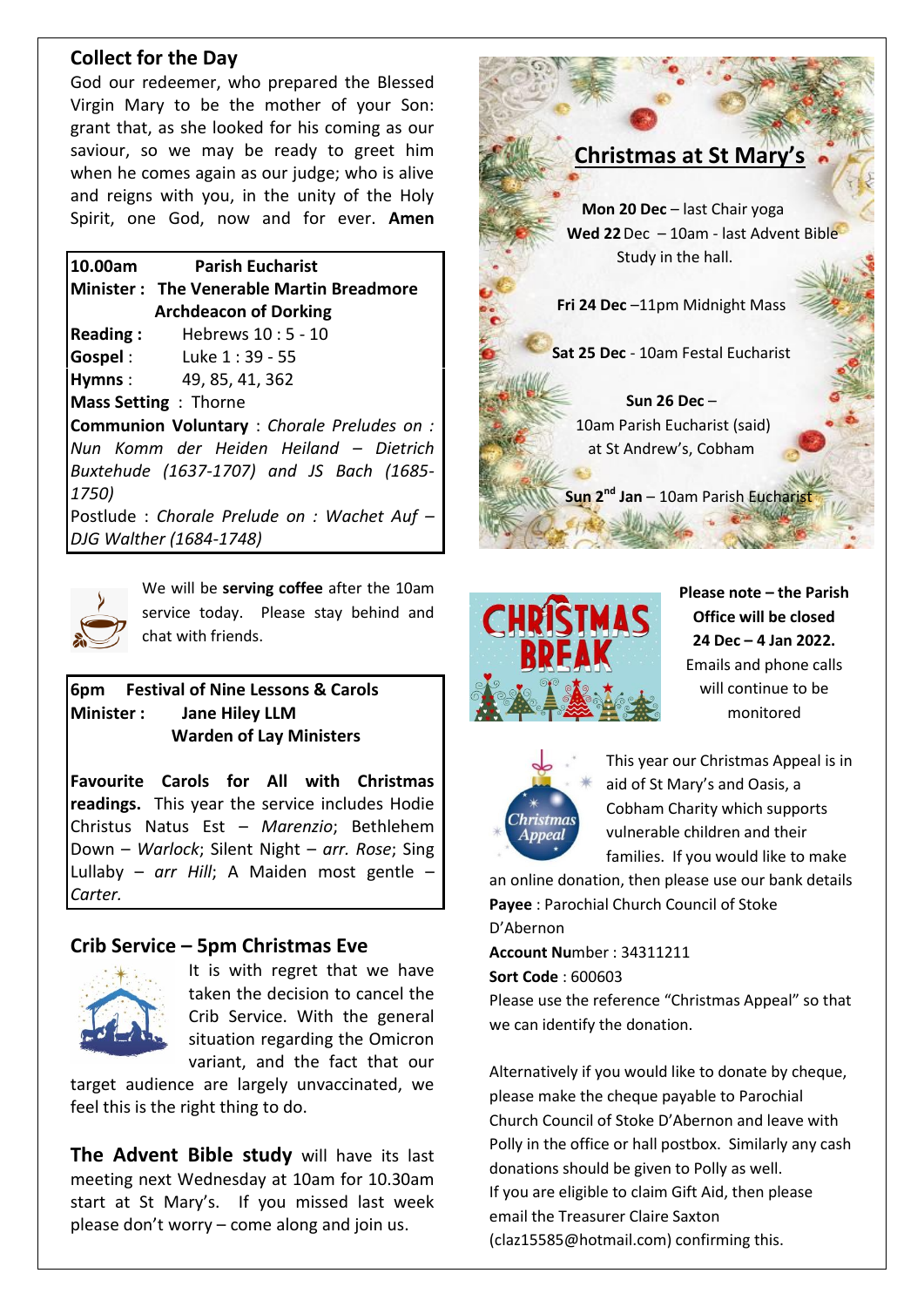## Collect for the Day

God our redeemer, who prepared the Blessed Virgin Mary to be the mother of your Son: grant that, as she looked for his coming as our saviour, so we may be ready to greet him when he comes again as our judge; who is alive and reigns with you, in the unity of the Holy Spirit, one God, now and for ever. **Amen**

**10.00am Parish Eucharist**
**Minister : The Venerable Martin Breadmore**
**Archdeacon of Dorking**
**Reading :** Hebrews 10 : 5 - 10
**Gospel** : Luke 1 : 39 - 55
**Hymns** : 49, 85, 41, 362
**Mass Setting** : Thorne
**Communion Voluntary** : *Chorale Preludes on : Nun Komm der Heiden Heiland – Dietrich Buxtehude (1637-1707) and JS Bach (1685-1750)*
Postlude : *Chorale Prelude on : Wachet Auf – DJG Walther (1684-1748)*

We will be **serving coffee** after the 10am service today. Please stay behind and chat with friends.

**6pm Festival of Nine Lessons & Carols**
**Minister : Jane Hiley LLM**
**Warden of Lay Ministers**

**Favourite Carols for All with Christmas readings.** This year the service includes Hodie Christus Natus Est – *Marenzio*; Bethlehem Down – *Warlock*; Silent Night – *arr. Rose*; Sing Lullaby – *arr Hill*; A Maiden most gentle – *Carter.*

## Crib Service – 5pm Christmas Eve

It is with regret that we have taken the decision to cancel the Crib Service. With the general situation regarding the Omicron variant, and the fact that our target audience are largely unvaccinated, we feel this is the right thing to do.

**The Advent Bible study** will have its last meeting next Wednesday at 10am for 10.30am start at St Mary's. If you missed last week please don't worry – come along and join us.

## Christmas at St Mary's

**Mon 20 Dec** – last Chair yoga
**Wed 22** Dec – 10am - last Advent Bible Study in the hall.

**Fri 24 Dec** –11pm Midnight Mass

**Sat 25 Dec** - 10am Festal Eucharist

**Sun 26 Dec** –
10am Parish Eucharist (said)
at St Andrew's, Cobham

**Sun 2nd Jan** – 10am Parish Eucharist

CHRISTMAS BREAK

**Please note – the Parish Office will be closed 24 Dec – 4 Jan 2022.** Emails and phone calls will continue to be monitored

Christmas Appeal

This year our Christmas Appeal is in aid of St Mary's and Oasis, a Cobham Charity which supports vulnerable children and their families. If you would like to make an online donation, then please use our bank details

**Payee** : Parochial Church Council of Stoke D'Abernon
**Account Nu**mber : 34311211
**Sort Code** : 600603

Please use the reference "Christmas Appeal" so that we can identify the donation.

Alternatively if you would like to donate by cheque, please make the cheque payable to Parochial Church Council of Stoke D'Abernon and leave with Polly in the office or hall postbox. Similarly any cash donations should be given to Polly as well.
If you are eligible to claim Gift Aid, then please email the Treasurer Claire Saxton (claz15585@hotmail.com) confirming this.